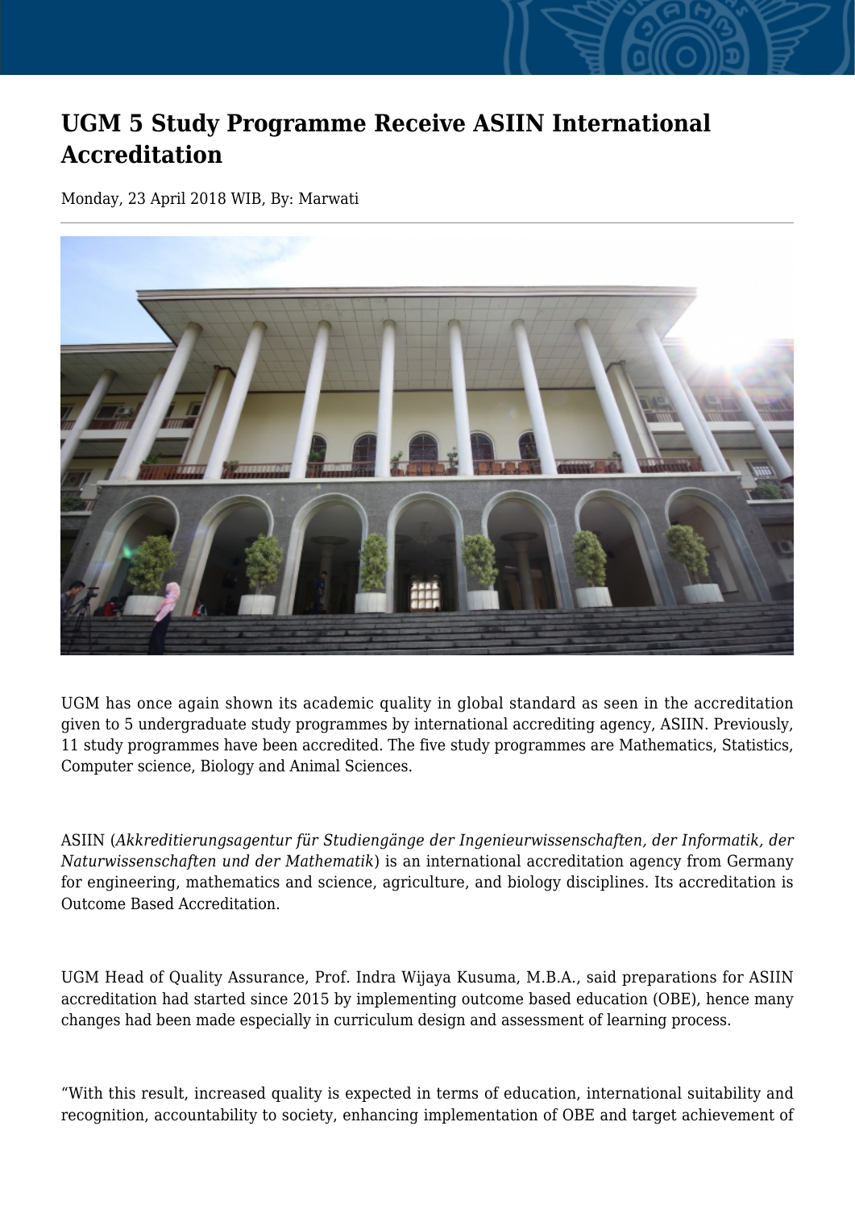# UGM 5 Study Programme Receive ASIIN International Accreditation

Monday, 23 April 2018 WIB, By: Marwati

---

UGM has once again shown its academic quality in global standard as seen in the accreditation given to 5 undergraduate study programmes by international accrediting agency, ASIIN. Previously, 11 study programmes have been accredited. The five study programmes are Mathematics, Statistics, Computer science, Biology and Animal Sciences.

ASIIN (*Akkreditierungsagentur für Studiengänge der Ingenieurwissenschaften, der Informatik, der Naturwissenschaften und der Mathematik*) is an international accreditation agency from Germany for engineering, mathematics and science, agriculture, and biology disciplines. Its accreditation is Outcome Based Accreditation.

UGM Head of Quality Assurance, Prof. Indra Wijaya Kusuma, M.B.A., said preparations for ASIIN accreditation had started since 2015 by implementing outcome based education (OBE), hence many changes had been made especially in curriculum design and assessment of learning process.

"With this result, increased quality is expected in terms of education, international suitability and recognition, accountability to society, enhancing implementation of OBE and target achievement of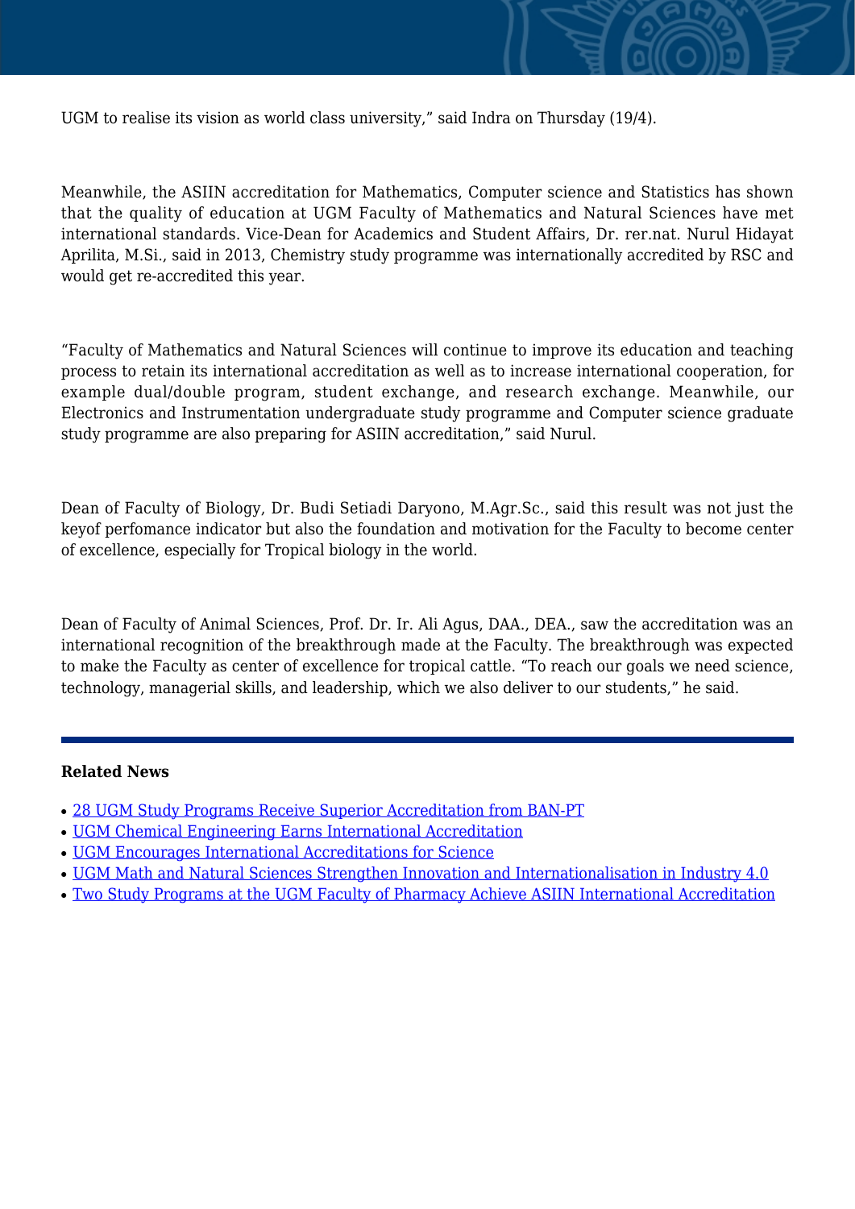UGM to realise its vision as world class university," said Indra on Thursday (19/4).

Meanwhile, the ASIIN accreditation for Mathematics, Computer science and Statistics has shown that the quality of education at UGM Faculty of Mathematics and Natural Sciences have met international standards. Vice-Dean for Academics and Student Affairs, Dr. rer.nat. Nurul Hidayat Aprilita, M.Si., said in 2013, Chemistry study programme was internationally accredited by RSC and would get re-accredited this year.

"Faculty of Mathematics and Natural Sciences will continue to improve its education and teaching process to retain its international accreditation as well as to increase international cooperation, for example dual/double program, student exchange, and research exchange. Meanwhile, our Electronics and Instrumentation undergraduate study programme and Computer science graduate study programme are also preparing for ASIIN accreditation," said Nurul.

Dean of Faculty of Biology, Dr. Budi Setiadi Daryono, M.Agr.Sc., said this result was not just the keyof perfomance indicator but also the foundation and motivation for the Faculty to become center of excellence, especially for Tropical biology in the world.

Dean of Faculty of Animal Sciences, Prof. Dr. Ir. Ali Agus, DAA., DEA., saw the accreditation was an international recognition of the breakthrough made at the Faculty. The breakthrough was expected to make the Faculty as center of excellence for tropical cattle. "To reach our goals we need science, technology, managerial skills, and leadership, which we also deliver to our students," he said.

---

**Related News**

- 28 UGM Study Programs Receive Superior Accreditation from BAN-PT
- UGM Chemical Engineering Earns International Accreditation
- UGM Encourages International Accreditations for Science
- UGM Math and Natural Sciences Strengthen Innovation and Internationalisation in Industry 4.0
- Two Study Programs at the UGM Faculty of Pharmacy Achieve ASIIN International Accreditation